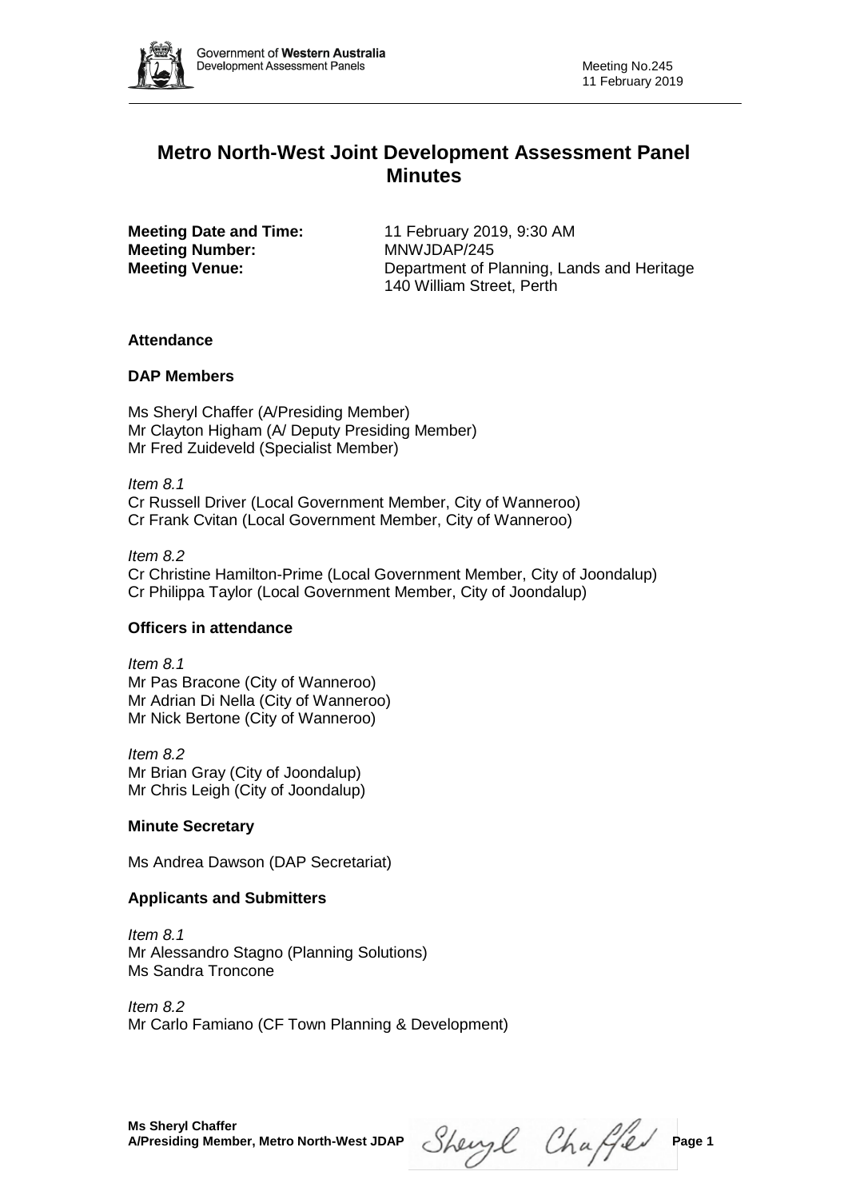# Metro North-West Joint Development Assessment Panel Minutes

**Meeting Date and Time:** 11 February 2019, 9:30 AM
**Meeting Number:** MNWJDAP/245
**Meeting Venue:** Department of Planning, Lands and Heritage
140 William Street, Perth

## Attendance

### DAP Members

Ms Sheryl Chaffer (A/Presiding Member)
Mr Clayton Higham (A/ Deputy Presiding Member)
Mr Fred Zuideveld (Specialist Member)

*Item 8.1*
Cr Russell Driver (Local Government Member, City of Wanneroo)
Cr Frank Cvitan (Local Government Member, City of Wanneroo)

*Item 8.2*
Cr Christine Hamilton-Prime (Local Government Member, City of Joondalup)
Cr Philippa Taylor (Local Government Member, City of Joondalup)

### Officers in attendance

*Item 8.1*
Mr Pas Bracone (City of Wanneroo)
Mr Adrian Di Nella (City of Wanneroo)
Mr Nick Bertone (City of Wanneroo)

*Item 8.2*
Mr Brian Gray (City of Joondalup)
Mr Chris Leigh (City of Joondalup)

### Minute Secretary

Ms Andrea Dawson (DAP Secretariat)

### Applicants and Submitters

*Item 8.1*
Mr Alessandro Stagno (Planning Solutions)
Ms Sandra Troncone

*Item 8.2*
Mr Carlo Famiano (CF Town Planning & Development)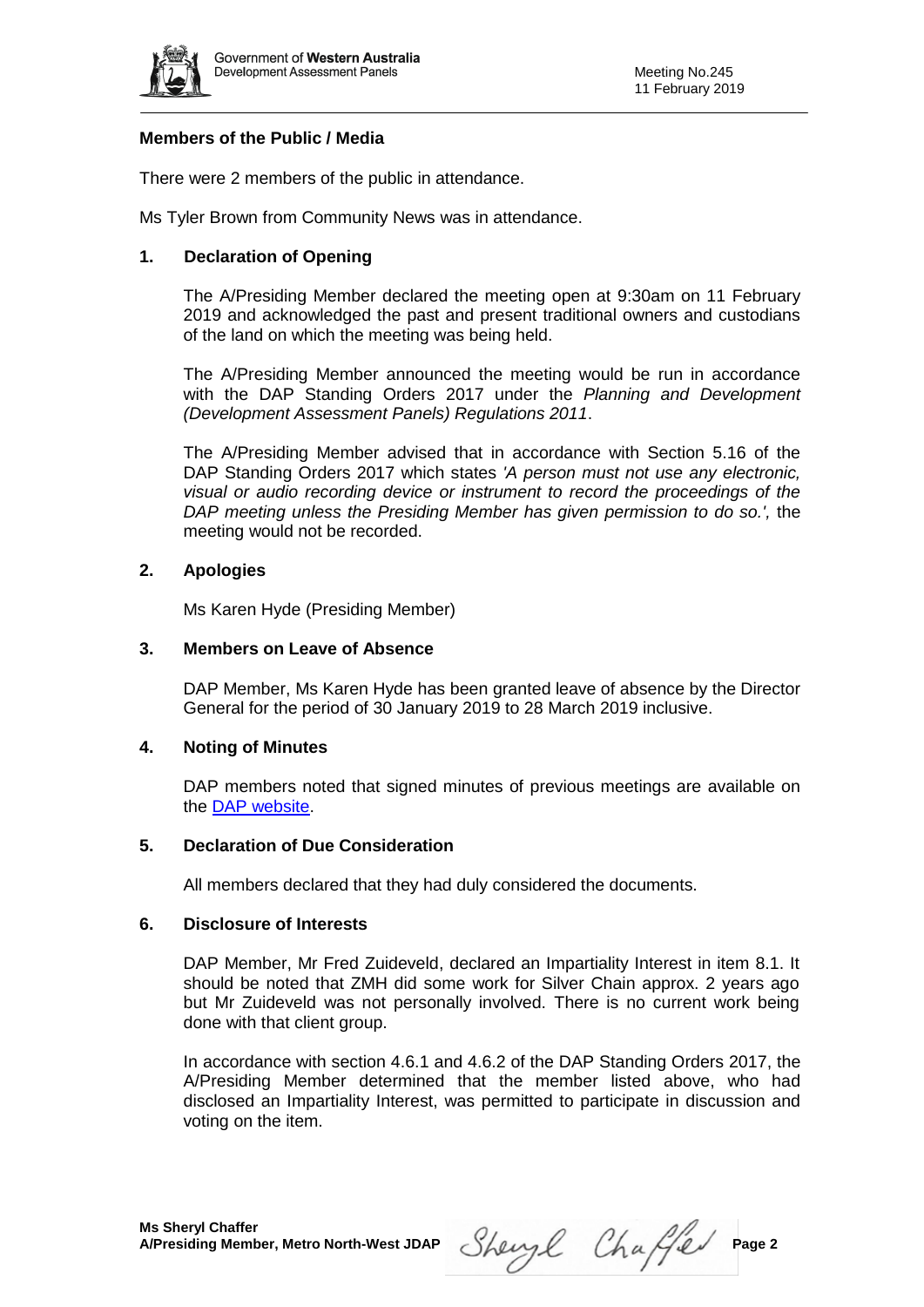**Members of the Public / Media**

There were 2 members of the public in attendance.

Ms Tyler Brown from Community News was in attendance.

## 1. Declaration of Opening

The A/Presiding Member declared the meeting open at 9:30am on 11 February 2019 and acknowledged the past and present traditional owners and custodians of the land on which the meeting was being held.

The A/Presiding Member announced the meeting would be run in accordance with the DAP Standing Orders 2017 under the *Planning and Development (Development Assessment Panels) Regulations 2011*.

The A/Presiding Member advised that in accordance with Section 5.16 of the DAP Standing Orders 2017 which states *'A person must not use any electronic, visual or audio recording device or instrument to record the proceedings of the DAP meeting unless the Presiding Member has given permission to do so.',* the meeting would not be recorded.

## 2. Apologies

Ms Karen Hyde (Presiding Member)

## 3. Members on Leave of Absence

DAP Member, Ms Karen Hyde has been granted leave of absence by the Director General for the period of 30 January 2019 to 28 March 2019 inclusive.

## 4. Noting of Minutes

DAP members noted that signed minutes of previous meetings are available on the DAP website.

## 5. Declaration of Due Consideration

All members declared that they had duly considered the documents.

## 6. Disclosure of Interests

DAP Member, Mr Fred Zuideveld, declared an Impartiality Interest in item 8.1. It should be noted that ZMH did some work for Silver Chain approx. 2 years ago but Mr Zuideveld was not personally involved. There is no current work being done with that client group.

In accordance with section 4.6.1 and 4.6.2 of the DAP Standing Orders 2017, the A/Presiding Member determined that the member listed above, who had disclosed an Impartiality Interest, was permitted to participate in discussion and voting on the item.

**Ms Sheryl Chaffer**
**A/Presiding Member, Metro North-West JDAP**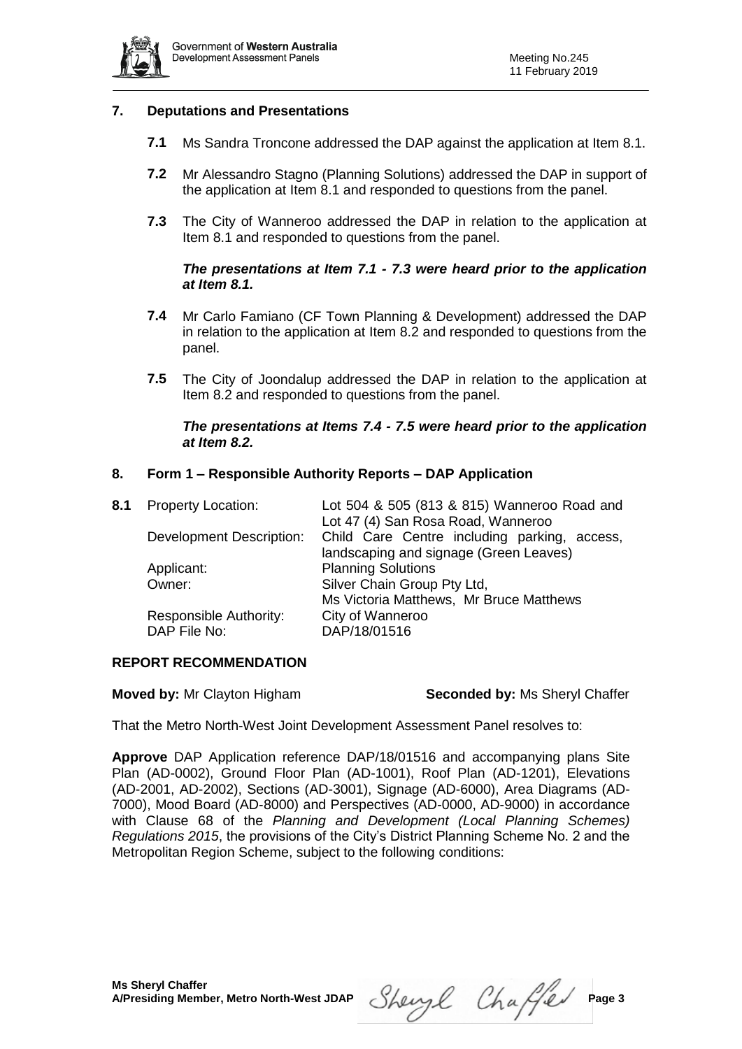## 7. Deputations and Presentations

**7.1** Ms Sandra Troncone addressed the DAP against the application at Item 8.1.

**7.2** Mr Alessandro Stagno (Planning Solutions) addressed the DAP in support of the application at Item 8.1 and responded to questions from the panel.

**7.3** The City of Wanneroo addressed the DAP in relation to the application at Item 8.1 and responded to questions from the panel.

***The presentations at Item 7.1 - 7.3 were heard prior to the application at Item 8.1.***

**7.4** Mr Carlo Famiano (CF Town Planning & Development) addressed the DAP in relation to the application at Item 8.2 and responded to questions from the panel.

**7.5** The City of Joondalup addressed the DAP in relation to the application at Item 8.2 and responded to questions from the panel.

***The presentations at Items 7.4 - 7.5 were heard prior to the application at Item 8.2.***

## 8. Form 1 – Responsible Authority Reports – DAP Application

**8.1**

| | |
|---|---|
| Property Location: | Lot 504 & 505 (813 & 815) Wanneroo Road and Lot 47 (4) San Rosa Road, Wanneroo |
| Development Description: | Child Care Centre including parking, access, landscaping and signage (Green Leaves) |
| Applicant: | Planning Solutions |
| Owner: | Silver Chain Group Pty Ltd, Ms Victoria Matthews, Mr Bruce Matthews |
| Responsible Authority: | City of Wanneroo |
| DAP File No: | DAP/18/01516 |

### REPORT RECOMMENDATION

**Moved by:** Mr Clayton Higham **Seconded by:** Ms Sheryl Chaffer

That the Metro North-West Joint Development Assessment Panel resolves to:

**Approve** DAP Application reference DAP/18/01516 and accompanying plans Site Plan (AD-0002), Ground Floor Plan (AD-1001), Roof Plan (AD-1201), Elevations (AD-2001, AD-2002), Sections (AD-3001), Signage (AD-6000), Area Diagrams (AD-7000), Mood Board (AD-8000) and Perspectives (AD-0000, AD-9000) in accordance with Clause 68 of the *Planning and Development (Local Planning Schemes) Regulations 2015*, the provisions of the City's District Planning Scheme No. 2 and the Metropolitan Region Scheme, subject to the following conditions: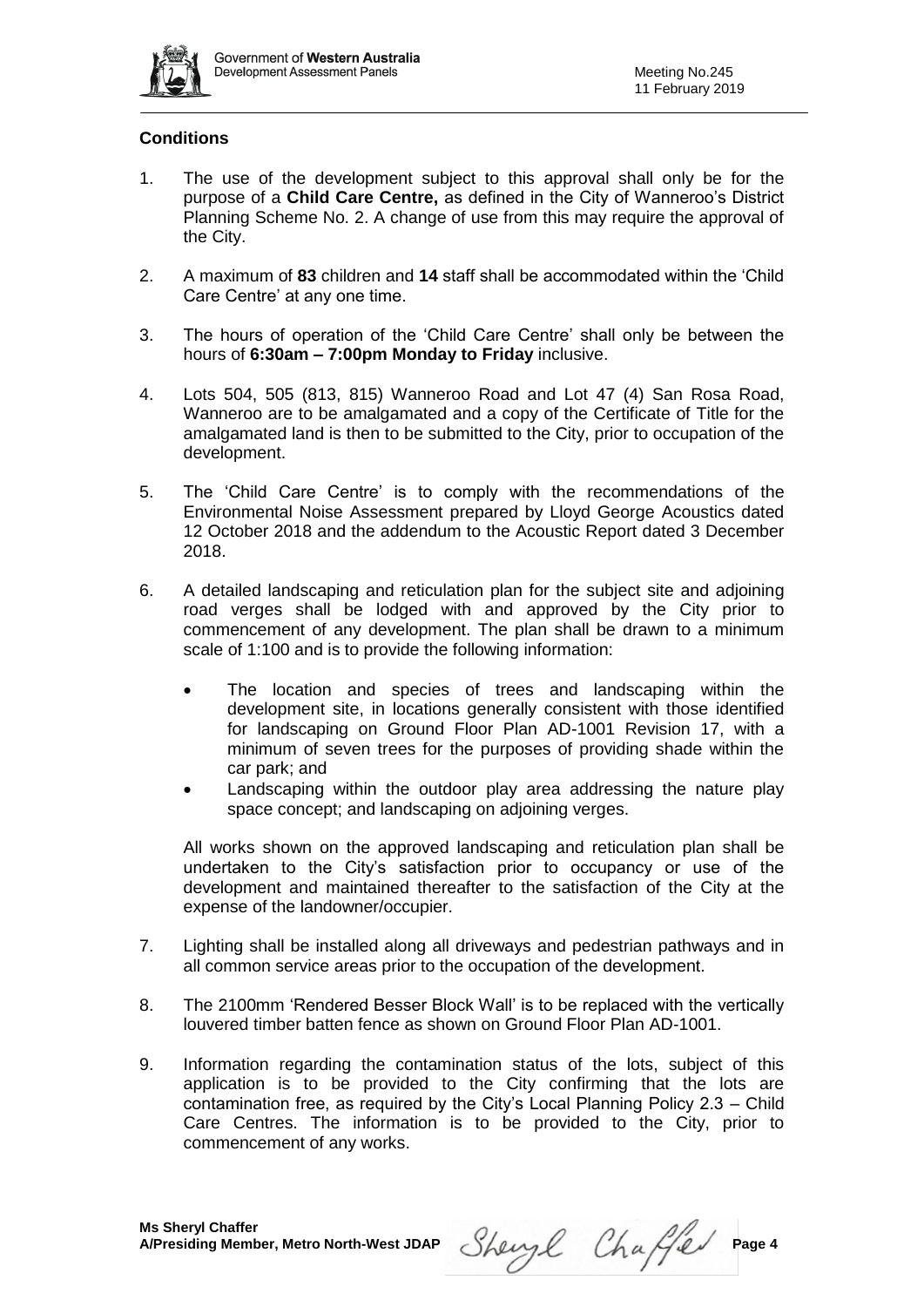**Conditions**

1. The use of the development subject to this approval shall only be for the purpose of a **Child Care Centre,** as defined in the City of Wanneroo's District Planning Scheme No. 2. A change of use from this may require the approval of the City.

2. A maximum of **83** children and **14** staff shall be accommodated within the 'Child Care Centre' at any one time.

3. The hours of operation of the 'Child Care Centre' shall only be between the hours of **6:30am – 7:00pm Monday to Friday** inclusive.

4. Lots 504, 505 (813, 815) Wanneroo Road and Lot 47 (4) San Rosa Road, Wanneroo are to be amalgamated and a copy of the Certificate of Title for the amalgamated land is then to be submitted to the City, prior to occupation of the development.

5. The 'Child Care Centre' is to comply with the recommendations of the Environmental Noise Assessment prepared by Lloyd George Acoustics dated 12 October 2018 and the addendum to the Acoustic Report dated 3 December 2018.

6. A detailed landscaping and reticulation plan for the subject site and adjoining road verges shall be lodged with and approved by the City prior to commencement of any development. The plan shall be drawn to a minimum scale of 1:100 and is to provide the following information:

   - The location and species of trees and landscaping within the development site, in locations generally consistent with those identified for landscaping on Ground Floor Plan AD-1001 Revision 17, with a minimum of seven trees for the purposes of providing shade within the car park; and
   - Landscaping within the outdoor play area addressing the nature play space concept; and landscaping on adjoining verges.

   All works shown on the approved landscaping and reticulation plan shall be undertaken to the City's satisfaction prior to occupancy or use of the development and maintained thereafter to the satisfaction of the City at the expense of the landowner/occupier.

7. Lighting shall be installed along all driveways and pedestrian pathways and in all common service areas prior to the occupation of the development.

8. The 2100mm 'Rendered Besser Block Wall' is to be replaced with the vertically louvered timber batten fence as shown on Ground Floor Plan AD-1001.

9. Information regarding the contamination status of the lots, subject of this application is to be provided to the City confirming that the lots are contamination free, as required by the City's Local Planning Policy 2.3 – Child Care Centres. The information is to be provided to the City, prior to commencement of any works.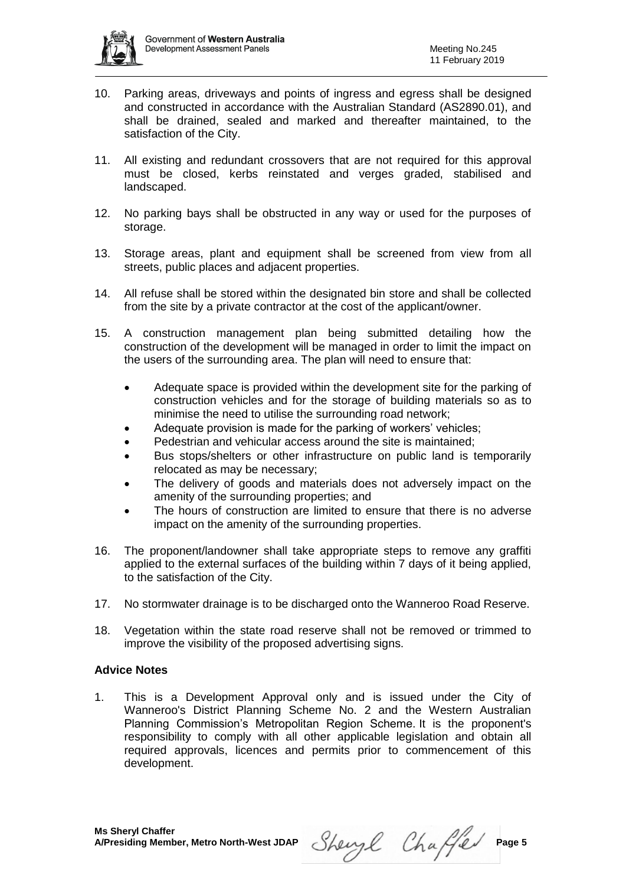10. Parking areas, driveways and points of ingress and egress shall be designed and constructed in accordance with the Australian Standard (AS2890.01), and shall be drained, sealed and marked and thereafter maintained, to the satisfaction of the City.

11. All existing and redundant crossovers that are not required for this approval must be closed, kerbs reinstated and verges graded, stabilised and landscaped.

12. No parking bays shall be obstructed in any way or used for the purposes of storage.

13. Storage areas, plant and equipment shall be screened from view from all streets, public places and adjacent properties.

14. All refuse shall be stored within the designated bin store and shall be collected from the site by a private contractor at the cost of the applicant/owner.

15. A construction management plan being submitted detailing how the construction of the development will be managed in order to limit the impact on the users of the surrounding area. The plan will need to ensure that:

    - Adequate space is provided within the development site for the parking of construction vehicles and for the storage of building materials so as to minimise the need to utilise the surrounding road network;
    - Adequate provision is made for the parking of workers' vehicles;
    - Pedestrian and vehicular access around the site is maintained;
    - Bus stops/shelters or other infrastructure on public land is temporarily relocated as may be necessary;
    - The delivery of goods and materials does not adversely impact on the amenity of the surrounding properties; and
    - The hours of construction are limited to ensure that there is no adverse impact on the amenity of the surrounding properties.

16. The proponent/landowner shall take appropriate steps to remove any graffiti applied to the external surfaces of the building within 7 days of it being applied, to the satisfaction of the City.

17. No stormwater drainage is to be discharged onto the Wanneroo Road Reserve.

18. Vegetation within the state road reserve shall not be removed or trimmed to improve the visibility of the proposed advertising signs.

**Advice Notes**

1. This is a Development Approval only and is issued under the City of Wanneroo's District Planning Scheme No. 2 and the Western Australian Planning Commission's Metropolitan Region Scheme. It is the proponent's responsibility to comply with all other applicable legislation and obtain all required approvals, licences and permits prior to commencement of this development.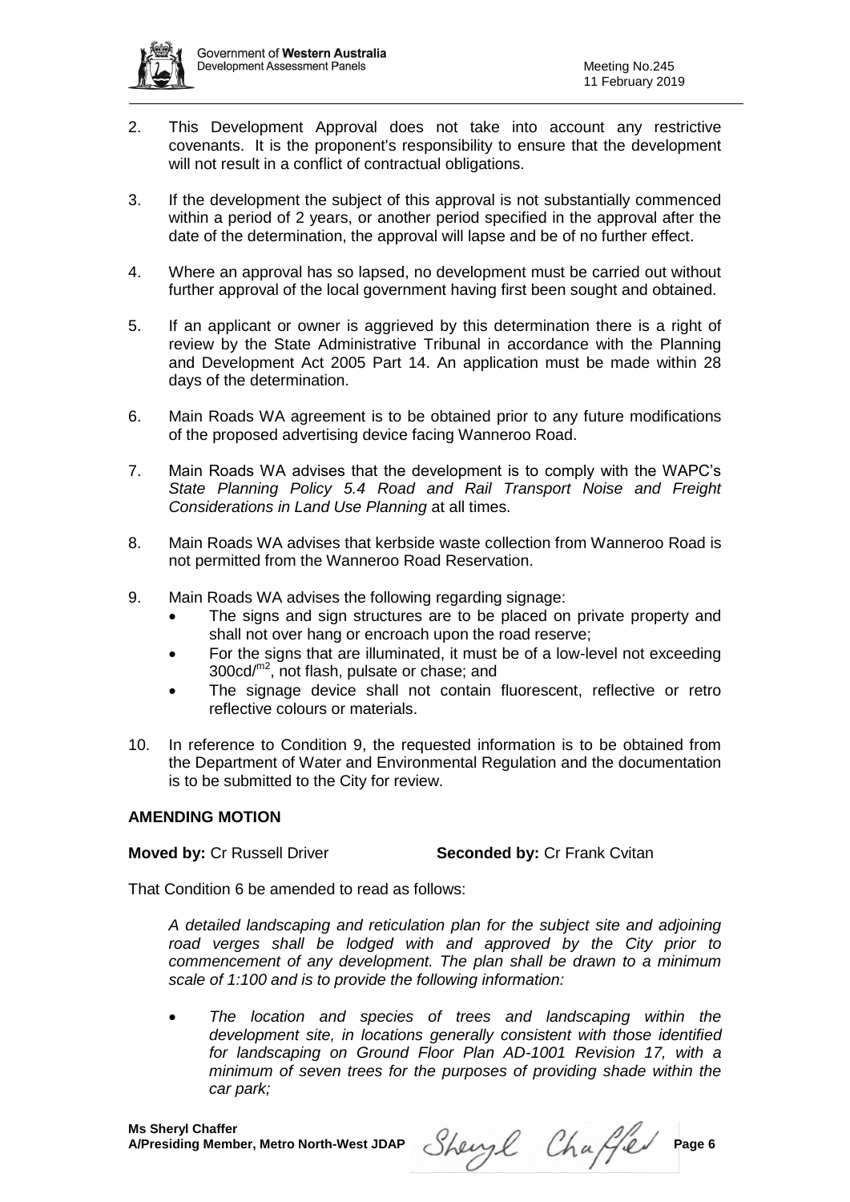2. This Development Approval does not take into account any restrictive covenants. It is the proponent's responsibility to ensure that the development will not result in a conflict of contractual obligations.

3. If the development the subject of this approval is not substantially commenced within a period of 2 years, or another period specified in the approval after the date of the determination, the approval will lapse and be of no further effect.

4. Where an approval has so lapsed, no development must be carried out without further approval of the local government having first been sought and obtained.

5. If an applicant or owner is aggrieved by this determination there is a right of review by the State Administrative Tribunal in accordance with the Planning and Development Act 2005 Part 14. An application must be made within 28 days of the determination.

6. Main Roads WA agreement is to be obtained prior to any future modifications of the proposed advertising device facing Wanneroo Road.

7. Main Roads WA advises that the development is to comply with the WAPC's *State Planning Policy 5.4 Road and Rail Transport Noise and Freight Considerations in Land Use Planning* at all times.

8. Main Roads WA advises that kerbside waste collection from Wanneroo Road is not permitted from the Wanneroo Road Reservation.

9. Main Roads WA advises the following regarding signage:
   - The signs and sign structures are to be placed on private property and shall not over hang or encroach upon the road reserve;
   - For the signs that are illuminated, it must be of a low-level not exceeding 300cd/$^{m2}$, not flash, pulsate or chase; and
   - The signage device shall not contain fluorescent, reflective or retro reflective colours or materials.

10. In reference to Condition 9, the requested information is to be obtained from the Department of Water and Environmental Regulation and the documentation is to be submitted to the City for review.

**AMENDING MOTION**

**Moved by:** Cr Russell Driver **Seconded by:** Cr Frank Cvitan

That Condition 6 be amended to read as follows:

*A detailed landscaping and reticulation plan for the subject site and adjoining road verges shall be lodged with and approved by the City prior to commencement of any development. The plan shall be drawn to a minimum scale of 1:100 and is to provide the following information:*

- *The location and species of trees and landscaping within the development site, in locations generally consistent with those identified for landscaping on Ground Floor Plan AD-1001 Revision 17, with a minimum of seven trees for the purposes of providing shade within the car park;*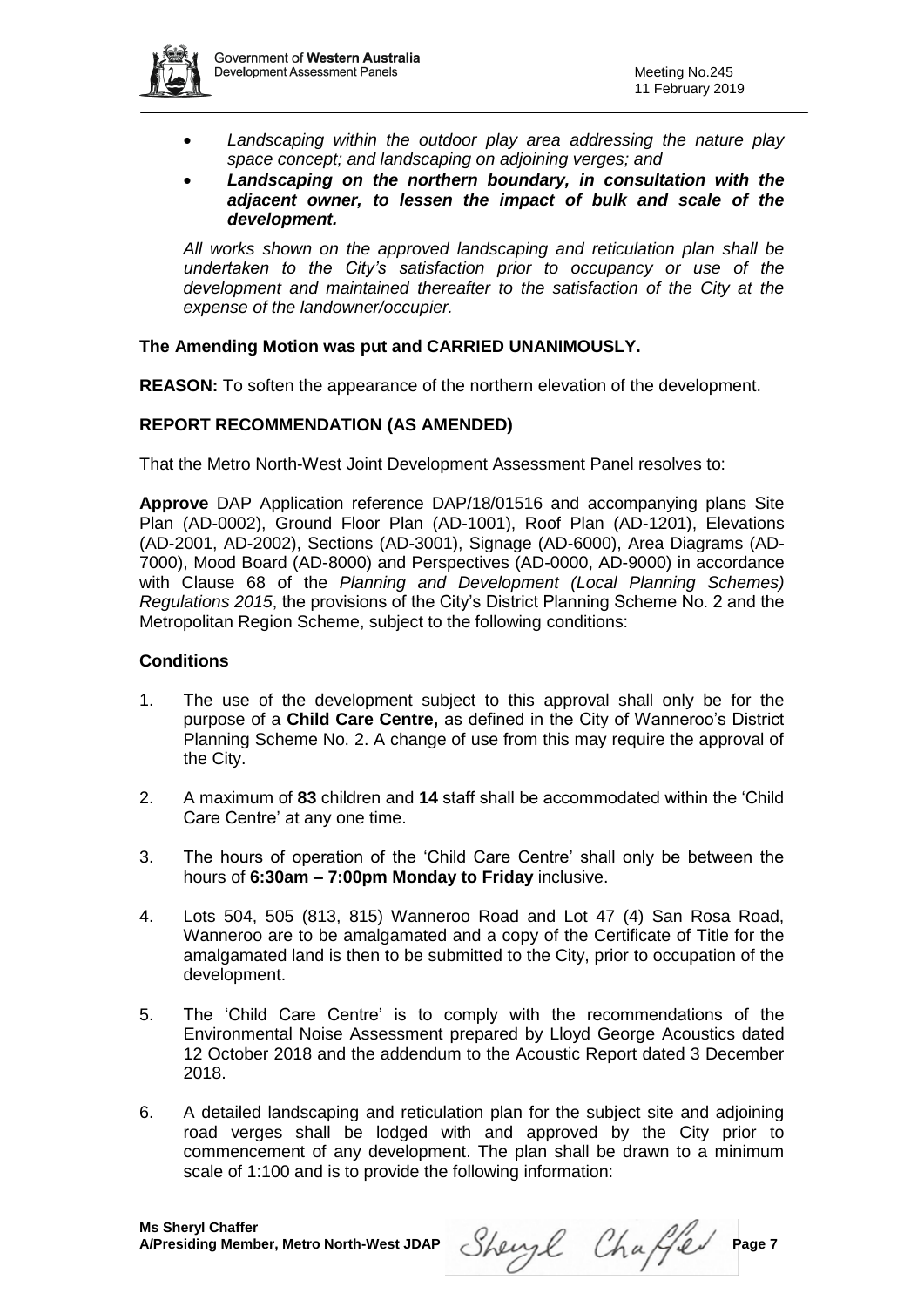- *Landscaping within the outdoor play area addressing the nature play space concept; and landscaping on adjoining verges; and*
- ***Landscaping on the northern boundary, in consultation with the adjacent owner, to lessen the impact of bulk and scale of the development.***

*All works shown on the approved landscaping and reticulation plan shall be undertaken to the City's satisfaction prior to occupancy or use of the development and maintained thereafter to the satisfaction of the City at the expense of the landowner/occupier.*

**The Amending Motion was put and CARRIED UNANIMOUSLY.**

**REASON:** To soften the appearance of the northern elevation of the development.

**REPORT RECOMMENDATION (AS AMENDED)**

That the Metro North-West Joint Development Assessment Panel resolves to:

**Approve** DAP Application reference DAP/18/01516 and accompanying plans Site Plan (AD-0002), Ground Floor Plan (AD-1001), Roof Plan (AD-1201), Elevations (AD-2001, AD-2002), Sections (AD-3001), Signage (AD-6000), Area Diagrams (AD-7000), Mood Board (AD-8000) and Perspectives (AD-0000, AD-9000) in accordance with Clause 68 of the *Planning and Development (Local Planning Schemes) Regulations 2015*, the provisions of the City's District Planning Scheme No. 2 and the Metropolitan Region Scheme, subject to the following conditions:

**Conditions**

1. The use of the development subject to this approval shall only be for the purpose of a **Child Care Centre,** as defined in the City of Wanneroo's District Planning Scheme No. 2. A change of use from this may require the approval of the City.

2. A maximum of **83** children and **14** staff shall be accommodated within the 'Child Care Centre' at any one time.

3. The hours of operation of the 'Child Care Centre' shall only be between the hours of **6:30am – 7:00pm Monday to Friday** inclusive.

4. Lots 504, 505 (813, 815) Wanneroo Road and Lot 47 (4) San Rosa Road, Wanneroo are to be amalgamated and a copy of the Certificate of Title for the amalgamated land is then to be submitted to the City, prior to occupation of the development.

5. The 'Child Care Centre' is to comply with the recommendations of the Environmental Noise Assessment prepared by Lloyd George Acoustics dated 12 October 2018 and the addendum to the Acoustic Report dated 3 December 2018.

6. A detailed landscaping and reticulation plan for the subject site and adjoining road verges shall be lodged with and approved by the City prior to commencement of any development. The plan shall be drawn to a minimum scale of 1:100 and is to provide the following information: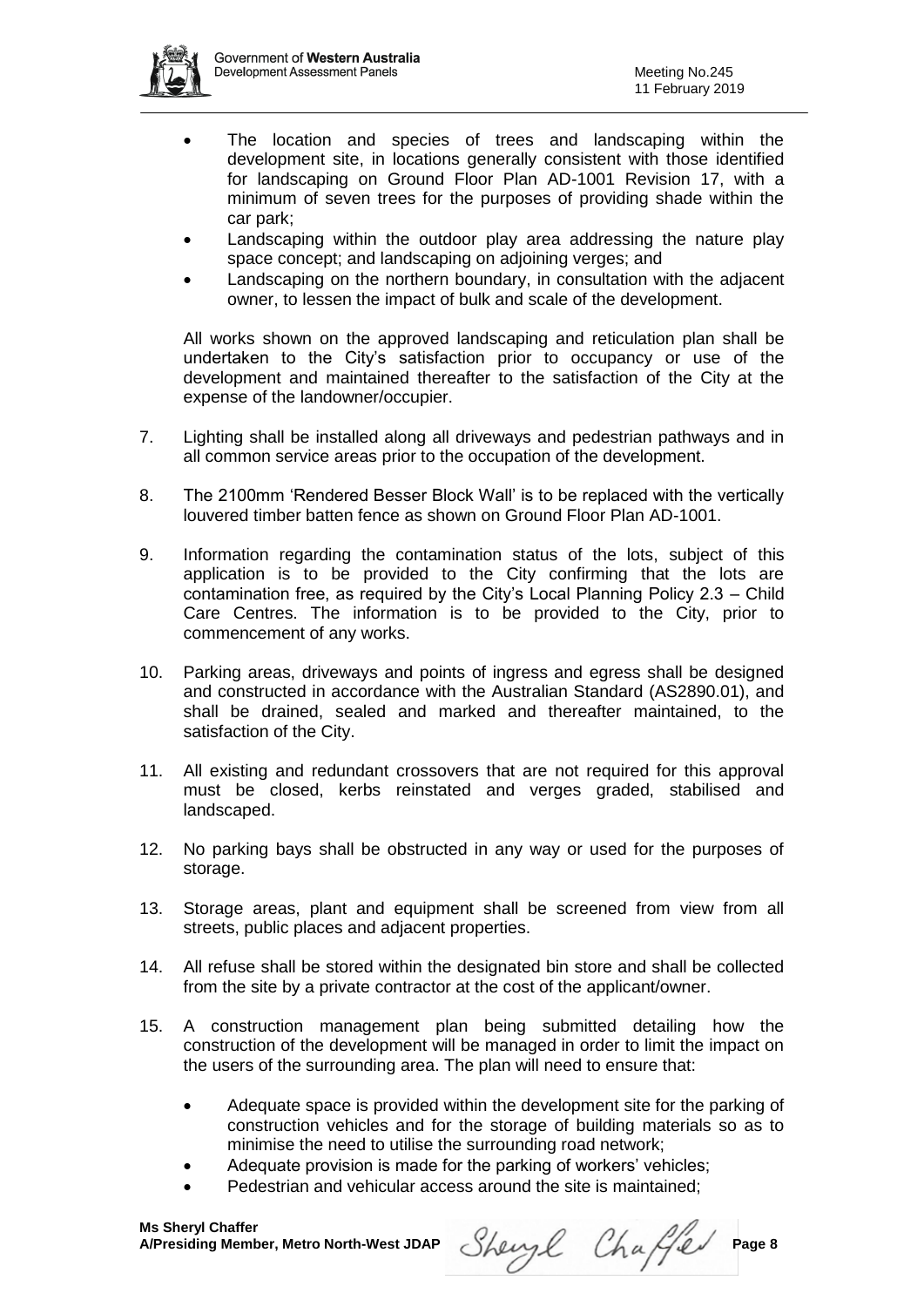- The location and species of trees and landscaping within the development site, in locations generally consistent with those identified for landscaping on Ground Floor Plan AD-1001 Revision 17, with a minimum of seven trees for the purposes of providing shade within the car park;
- Landscaping within the outdoor play area addressing the nature play space concept; and landscaping on adjoining verges; and
- Landscaping on the northern boundary, in consultation with the adjacent owner, to lessen the impact of bulk and scale of the development.

All works shown on the approved landscaping and reticulation plan shall be undertaken to the City's satisfaction prior to occupancy or use of the development and maintained thereafter to the satisfaction of the City at the expense of the landowner/occupier.

7. Lighting shall be installed along all driveways and pedestrian pathways and in all common service areas prior to the occupation of the development.

8. The 2100mm 'Rendered Besser Block Wall' is to be replaced with the vertically louvered timber batten fence as shown on Ground Floor Plan AD-1001.

9. Information regarding the contamination status of the lots, subject of this application is to be provided to the City confirming that the lots are contamination free, as required by the City's Local Planning Policy 2.3 – Child Care Centres. The information is to be provided to the City, prior to commencement of any works.

10. Parking areas, driveways and points of ingress and egress shall be designed and constructed in accordance with the Australian Standard (AS2890.01), and shall be drained, sealed and marked and thereafter maintained, to the satisfaction of the City.

11. All existing and redundant crossovers that are not required for this approval must be closed, kerbs reinstated and verges graded, stabilised and landscaped.

12. No parking bays shall be obstructed in any way or used for the purposes of storage.

13. Storage areas, plant and equipment shall be screened from view from all streets, public places and adjacent properties.

14. All refuse shall be stored within the designated bin store and shall be collected from the site by a private contractor at the cost of the applicant/owner.

15. A construction management plan being submitted detailing how the construction of the development will be managed in order to limit the impact on the users of the surrounding area. The plan will need to ensure that:

    - Adequate space is provided within the development site for the parking of construction vehicles and for the storage of building materials so as to minimise the need to utilise the surrounding road network;
    - Adequate provision is made for the parking of workers' vehicles;
    - Pedestrian and vehicular access around the site is maintained;

**Ms Sheryl Chaffer**
**A/Presiding Member, Metro North-West JDAP**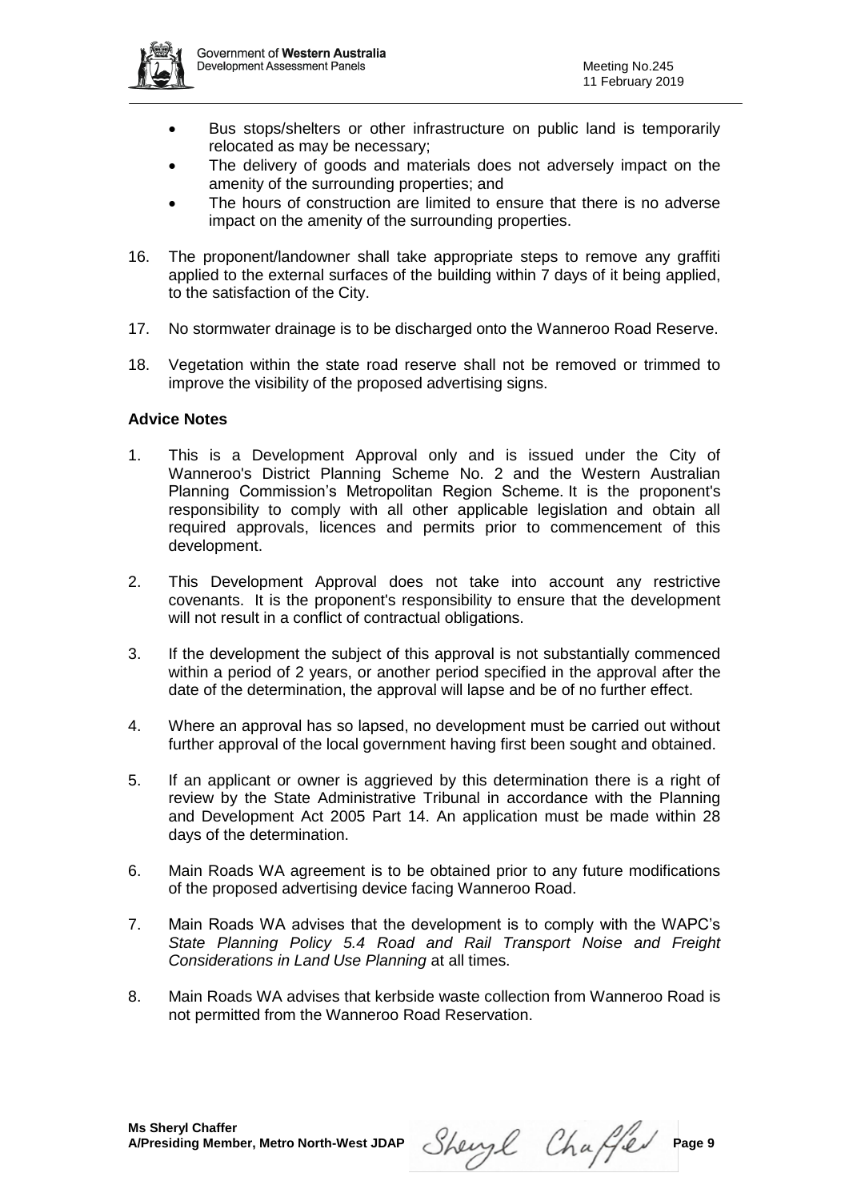- Bus stops/shelters or other infrastructure on public land is temporarily relocated as may be necessary;
- The delivery of goods and materials does not adversely impact on the amenity of the surrounding properties; and
- The hours of construction are limited to ensure that there is no adverse impact on the amenity of the surrounding properties.

16. The proponent/landowner shall take appropriate steps to remove any graffiti applied to the external surfaces of the building within 7 days of it being applied, to the satisfaction of the City.

17. No stormwater drainage is to be discharged onto the Wanneroo Road Reserve.

18. Vegetation within the state road reserve shall not be removed or trimmed to improve the visibility of the proposed advertising signs.

**Advice Notes**

1. This is a Development Approval only and is issued under the City of Wanneroo's District Planning Scheme No. 2 and the Western Australian Planning Commission's Metropolitan Region Scheme. It is the proponent's responsibility to comply with all other applicable legislation and obtain all required approvals, licences and permits prior to commencement of this development.

2. This Development Approval does not take into account any restrictive covenants. It is the proponent's responsibility to ensure that the development will not result in a conflict of contractual obligations.

3. If the development the subject of this approval is not substantially commenced within a period of 2 years, or another period specified in the approval after the date of the determination, the approval will lapse and be of no further effect.

4. Where an approval has so lapsed, no development must be carried out without further approval of the local government having first been sought and obtained.

5. If an applicant or owner is aggrieved by this determination there is a right of review by the State Administrative Tribunal in accordance with the Planning and Development Act 2005 Part 14. An application must be made within 28 days of the determination.

6. Main Roads WA agreement is to be obtained prior to any future modifications of the proposed advertising device facing Wanneroo Road.

7. Main Roads WA advises that the development is to comply with the WAPC's *State Planning Policy 5.4 Road and Rail Transport Noise and Freight Considerations in Land Use Planning* at all times.

8. Main Roads WA advises that kerbside waste collection from Wanneroo Road is not permitted from the Wanneroo Road Reservation.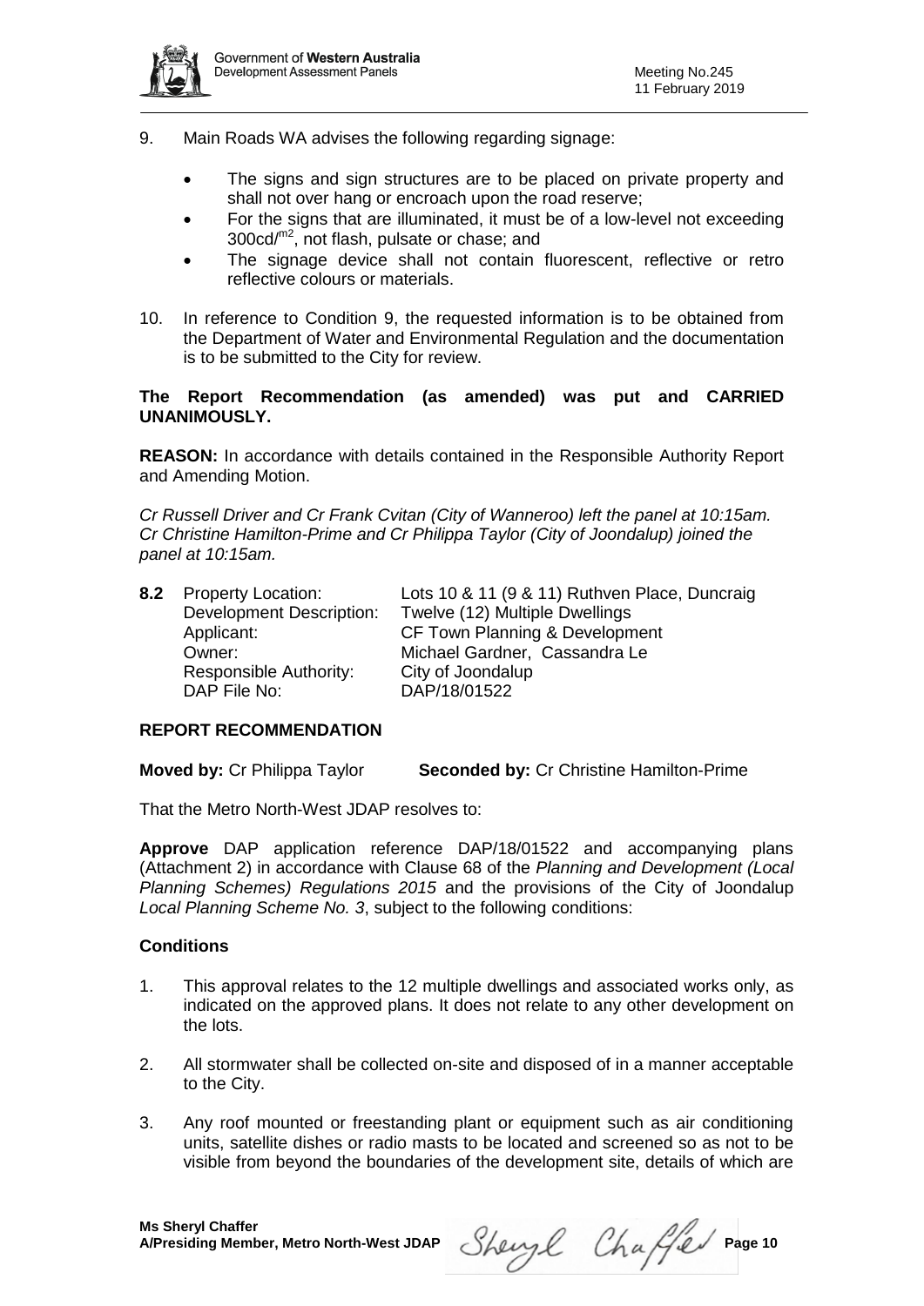9. Main Roads WA advises the following regarding signage:

   - The signs and sign structures are to be placed on private property and shall not over hang or encroach upon the road reserve;
   - For the signs that are illuminated, it must be of a low-level not exceeding 300cd/$^{m2}$, not flash, pulsate or chase; and
   - The signage device shall not contain fluorescent, reflective or retro reflective colours or materials.

10. In reference to Condition 9, the requested information is to be obtained from the Department of Water and Environmental Regulation and the documentation is to be submitted to the City for review.

**The Report Recommendation (as amended) was put and CARRIED UNANIMOUSLY.**

**REASON:** In accordance with details contained in the Responsible Authority Report and Amending Motion.

*Cr Russell Driver and Cr Frank Cvitan (City of Wanneroo) left the panel at 10:15am. Cr Christine Hamilton-Prime and Cr Philippa Taylor (City of Joondalup) joined the panel at 10:15am.*

**8.2** Property Location: Lots 10 & 11 (9 & 11) Ruthven Place, Duncraig
Development Description: Twelve (12) Multiple Dwellings
Applicant: CF Town Planning & Development
Owner: Michael Gardner, Cassandra Le
Responsible Authority: City of Joondalup
DAP File No: DAP/18/01522

**REPORT RECOMMENDATION**

**Moved by:** Cr Philippa Taylor **Seconded by:** Cr Christine Hamilton-Prime

That the Metro North-West JDAP resolves to:

**Approve** DAP application reference DAP/18/01522 and accompanying plans (Attachment 2) in accordance with Clause 68 of the *Planning and Development (Local Planning Schemes) Regulations 2015* and the provisions of the City of Joondalup *Local Planning Scheme No. 3*, subject to the following conditions:

**Conditions**

1. This approval relates to the 12 multiple dwellings and associated works only, as indicated on the approved plans. It does not relate to any other development on the lots.

2. All stormwater shall be collected on-site and disposed of in a manner acceptable to the City.

3. Any roof mounted or freestanding plant or equipment such as air conditioning units, satellite dishes or radio masts to be located and screened so as not to be visible from beyond the boundaries of the development site, details of which are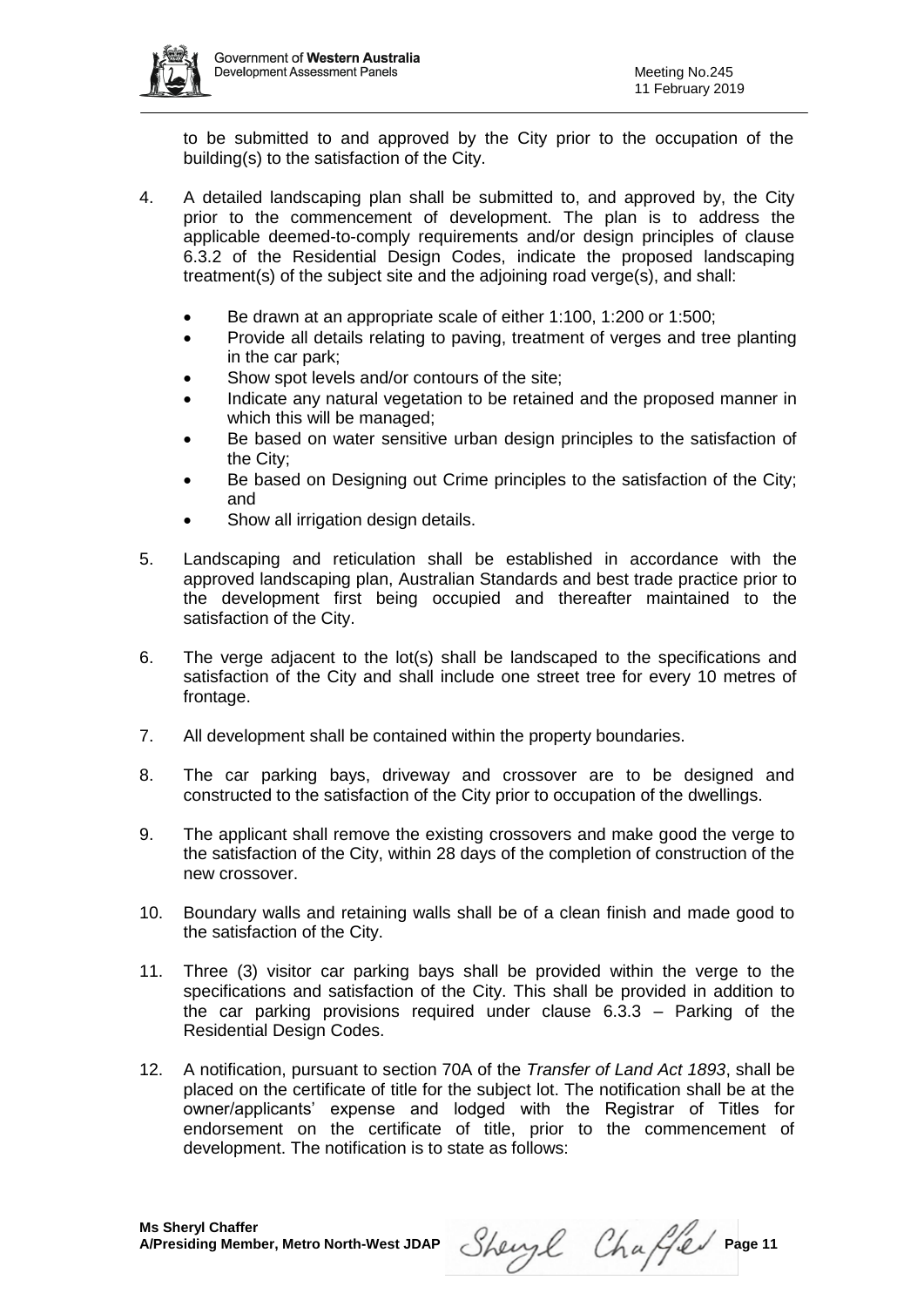to be submitted to and approved by the City prior to the occupation of the building(s) to the satisfaction of the City.

4. A detailed landscaping plan shall be submitted to, and approved by, the City prior to the commencement of development. The plan is to address the applicable deemed-to-comply requirements and/or design principles of clause 6.3.2 of the Residential Design Codes, indicate the proposed landscaping treatment(s) of the subject site and the adjoining road verge(s), and shall:

   - Be drawn at an appropriate scale of either 1:100, 1:200 or 1:500;
   - Provide all details relating to paving, treatment of verges and tree planting in the car park;
   - Show spot levels and/or contours of the site;
   - Indicate any natural vegetation to be retained and the proposed manner in which this will be managed;
   - Be based on water sensitive urban design principles to the satisfaction of the City;
   - Be based on Designing out Crime principles to the satisfaction of the City; and
   - Show all irrigation design details.

5. Landscaping and reticulation shall be established in accordance with the approved landscaping plan, Australian Standards and best trade practice prior to the development first being occupied and thereafter maintained to the satisfaction of the City.

6. The verge adjacent to the lot(s) shall be landscaped to the specifications and satisfaction of the City and shall include one street tree for every 10 metres of frontage.

7. All development shall be contained within the property boundaries.

8. The car parking bays, driveway and crossover are to be designed and constructed to the satisfaction of the City prior to occupation of the dwellings.

9. The applicant shall remove the existing crossovers and make good the verge to the satisfaction of the City, within 28 days of the completion of construction of the new crossover.

10. Boundary walls and retaining walls shall be of a clean finish and made good to the satisfaction of the City.

11. Three (3) visitor car parking bays shall be provided within the verge to the specifications and satisfaction of the City. This shall be provided in addition to the car parking provisions required under clause 6.3.3 – Parking of the Residential Design Codes.

12. A notification, pursuant to section 70A of the *Transfer of Land Act 1893*, shall be placed on the certificate of title for the subject lot. The notification shall be at the owner/applicants' expense and lodged with the Registrar of Titles for endorsement on the certificate of title, prior to the commencement of development. The notification is to state as follows: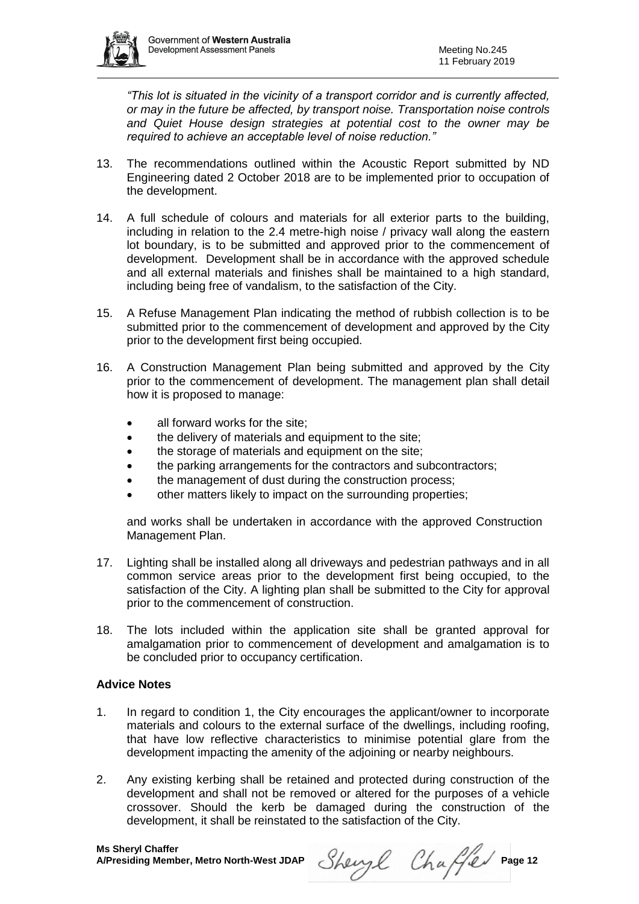*"This lot is situated in the vicinity of a transport corridor and is currently affected, or may in the future be affected, by transport noise. Transportation noise controls and Quiet House design strategies at potential cost to the owner may be required to achieve an acceptable level of noise reduction."*

13. The recommendations outlined within the Acoustic Report submitted by ND Engineering dated 2 October 2018 are to be implemented prior to occupation of the development.

14. A full schedule of colours and materials for all exterior parts to the building, including in relation to the 2.4 metre-high noise / privacy wall along the eastern lot boundary, is to be submitted and approved prior to the commencement of development. Development shall be in accordance with the approved schedule and all external materials and finishes shall be maintained to a high standard, including being free of vandalism, to the satisfaction of the City.

15. A Refuse Management Plan indicating the method of rubbish collection is to be submitted prior to the commencement of development and approved by the City prior to the development first being occupied.

16. A Construction Management Plan being submitted and approved by the City prior to the commencement of development. The management plan shall detail how it is proposed to manage:

    - all forward works for the site;
    - the delivery of materials and equipment to the site;
    - the storage of materials and equipment on the site;
    - the parking arrangements for the contractors and subcontractors;
    - the management of dust during the construction process;
    - other matters likely to impact on the surrounding properties;

    and works shall be undertaken in accordance with the approved Construction Management Plan.

17. Lighting shall be installed along all driveways and pedestrian pathways and in all common service areas prior to the development first being occupied, to the satisfaction of the City. A lighting plan shall be submitted to the City for approval prior to the commencement of construction.

18. The lots included within the application site shall be granted approval for amalgamation prior to commencement of development and amalgamation is to be concluded prior to occupancy certification.

**Advice Notes**

1. In regard to condition 1, the City encourages the applicant/owner to incorporate materials and colours to the external surface of the dwellings, including roofing, that have low reflective characteristics to minimise potential glare from the development impacting the amenity of the adjoining or nearby neighbours.

2. Any existing kerbing shall be retained and protected during construction of the development and shall not be removed or altered for the purposes of a vehicle crossover. Should the kerb be damaged during the construction of the development, it shall be reinstated to the satisfaction of the City.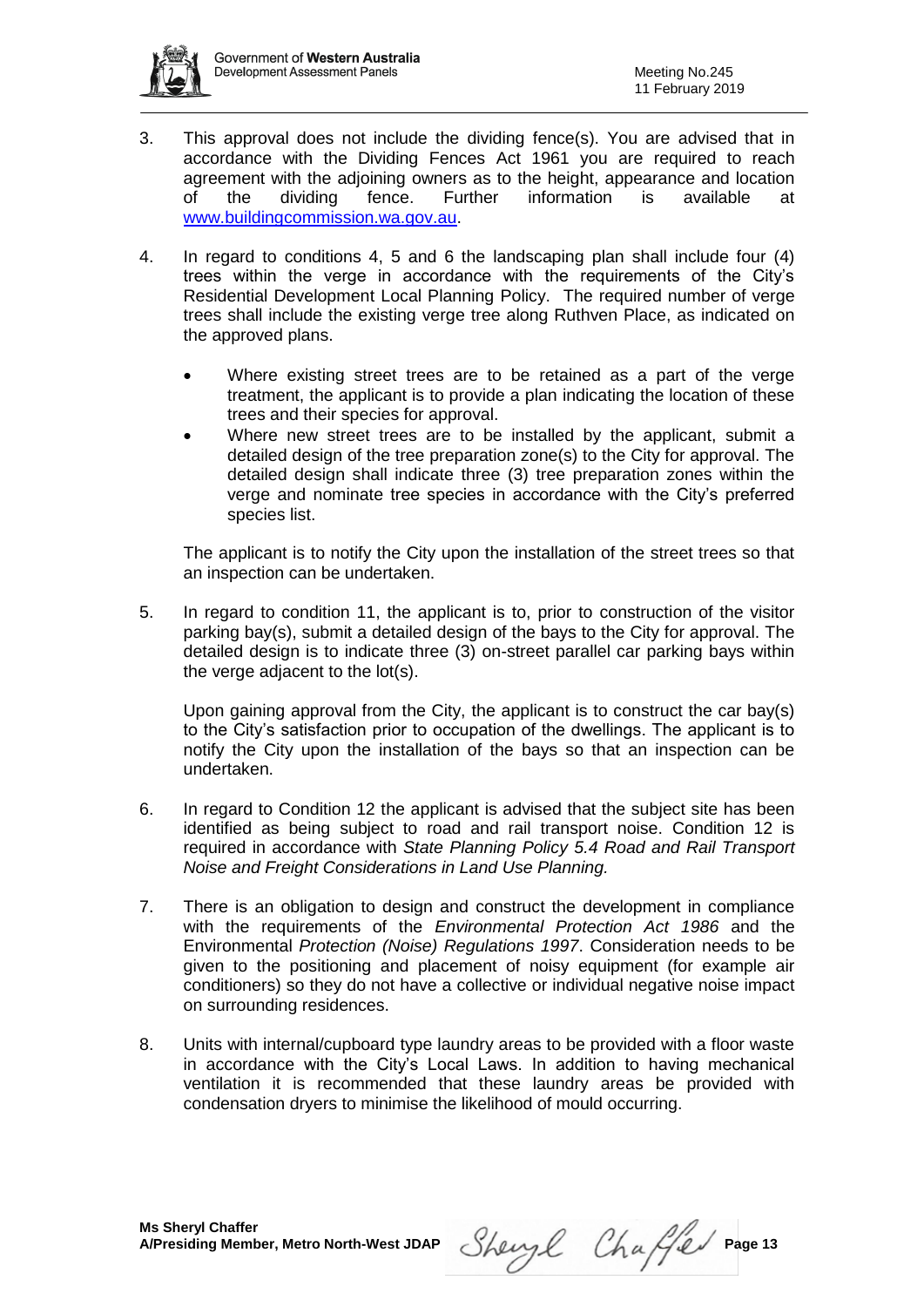3. This approval does not include the dividing fence(s). You are advised that in accordance with the Dividing Fences Act 1961 you are required to reach agreement with the adjoining owners as to the height, appearance and location of the dividing fence. Further information is available at [www.buildingcommission.wa.gov.au](www.buildingcommission.wa.gov.au).

4. In regard to conditions 4, 5 and 6 the landscaping plan shall include four (4) trees within the verge in accordance with the requirements of the City's Residential Development Local Planning Policy. The required number of verge trees shall include the existing verge tree along Ruthven Place, as indicated on the approved plans.

   - Where existing street trees are to be retained as a part of the verge treatment, the applicant is to provide a plan indicating the location of these trees and their species for approval.
   - Where new street trees are to be installed by the applicant, submit a detailed design of the tree preparation zone(s) to the City for approval. The detailed design shall indicate three (3) tree preparation zones within the verge and nominate tree species in accordance with the City's preferred species list.

   The applicant is to notify the City upon the installation of the street trees so that an inspection can be undertaken.

5. In regard to condition 11, the applicant is to, prior to construction of the visitor parking bay(s), submit a detailed design of the bays to the City for approval. The detailed design is to indicate three (3) on-street parallel car parking bays within the verge adjacent to the lot(s).

   Upon gaining approval from the City, the applicant is to construct the car bay(s) to the City's satisfaction prior to occupation of the dwellings. The applicant is to notify the City upon the installation of the bays so that an inspection can be undertaken.

6. In regard to Condition 12 the applicant is advised that the subject site has been identified as being subject to road and rail transport noise. Condition 12 is required in accordance with *State Planning Policy 5.4 Road and Rail Transport Noise and Freight Considerations in Land Use Planning.*

7. There is an obligation to design and construct the development in compliance with the requirements of the *Environmental Protection Act 1986* and the Environmental *Protection (Noise) Regulations 1997*. Consideration needs to be given to the positioning and placement of noisy equipment (for example air conditioners) so they do not have a collective or individual negative noise impact on surrounding residences.

8. Units with internal/cupboard type laundry areas to be provided with a floor waste in accordance with the City's Local Laws. In addition to having mechanical ventilation it is recommended that these laundry areas be provided with condensation dryers to minimise the likelihood of mould occurring.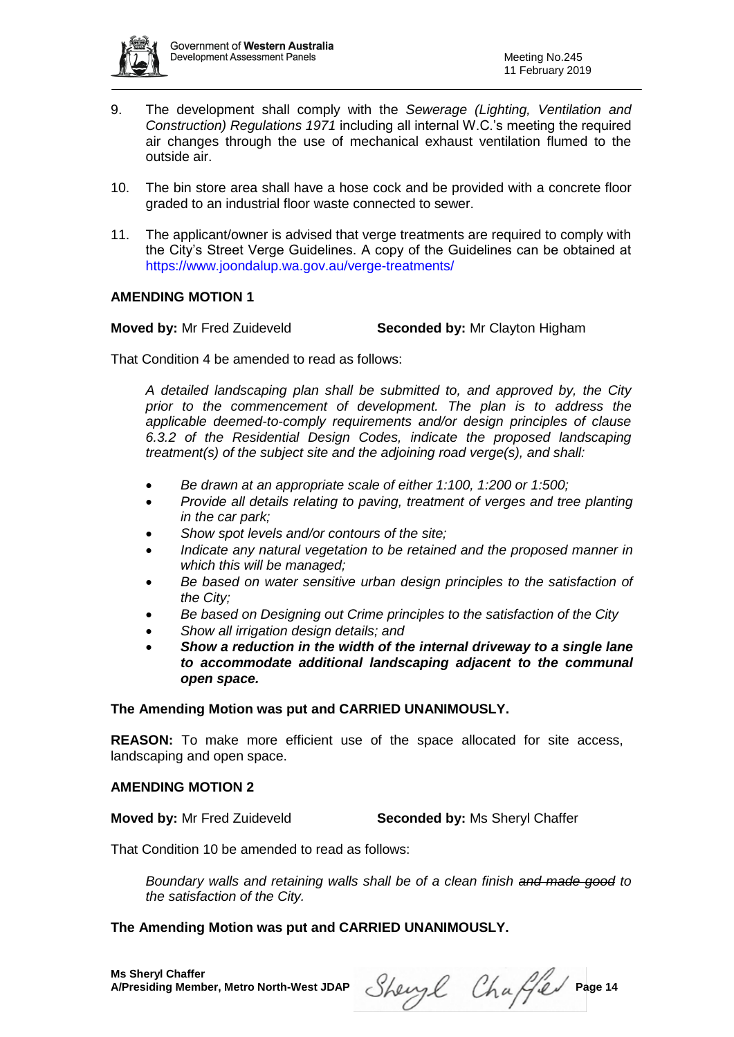9. The development shall comply with the *Sewerage (Lighting, Ventilation and Construction) Regulations 1971* including all internal W.C.'s meeting the required air changes through the use of mechanical exhaust ventilation flumed to the outside air.

10. The bin store area shall have a hose cock and be provided with a concrete floor graded to an industrial floor waste connected to sewer.

11. The applicant/owner is advised that verge treatments are required to comply with the City's Street Verge Guidelines. A copy of the Guidelines can be obtained at https://www.joondalup.wa.gov.au/verge-treatments/

**AMENDING MOTION 1**

**Moved by:** Mr Fred Zuideveld **Seconded by:** Mr Clayton Higham

That Condition 4 be amended to read as follows:

*A detailed landscaping plan shall be submitted to, and approved by, the City prior to the commencement of development. The plan is to address the applicable deemed-to-comply requirements and/or design principles of clause 6.3.2 of the Residential Design Codes, indicate the proposed landscaping treatment(s) of the subject site and the adjoining road verge(s), and shall:*

- *Be drawn at an appropriate scale of either 1:100, 1:200 or 1:500;*
- *Provide all details relating to paving, treatment of verges and tree planting in the car park;*
- *Show spot levels and/or contours of the site;*
- *Indicate any natural vegetation to be retained and the proposed manner in which this will be managed;*
- *Be based on water sensitive urban design principles to the satisfaction of the City;*
- *Be based on Designing out Crime principles to the satisfaction of the City*
- *Show all irrigation design details; and*
- ***Show a reduction in the width of the internal driveway to a single lane to accommodate additional landscaping adjacent to the communal open space.***

**The Amending Motion was put and CARRIED UNANIMOUSLY.**

**REASON:** To make more efficient use of the space allocated for site access, landscaping and open space.

**AMENDING MOTION 2**

**Moved by:** Mr Fred Zuideveld **Seconded by:** Ms Sheryl Chaffer

That Condition 10 be amended to read as follows:

*Boundary walls and retaining walls shall be of a clean finish ~~and made good~~ to the satisfaction of the City.*

**The Amending Motion was put and CARRIED UNANIMOUSLY.**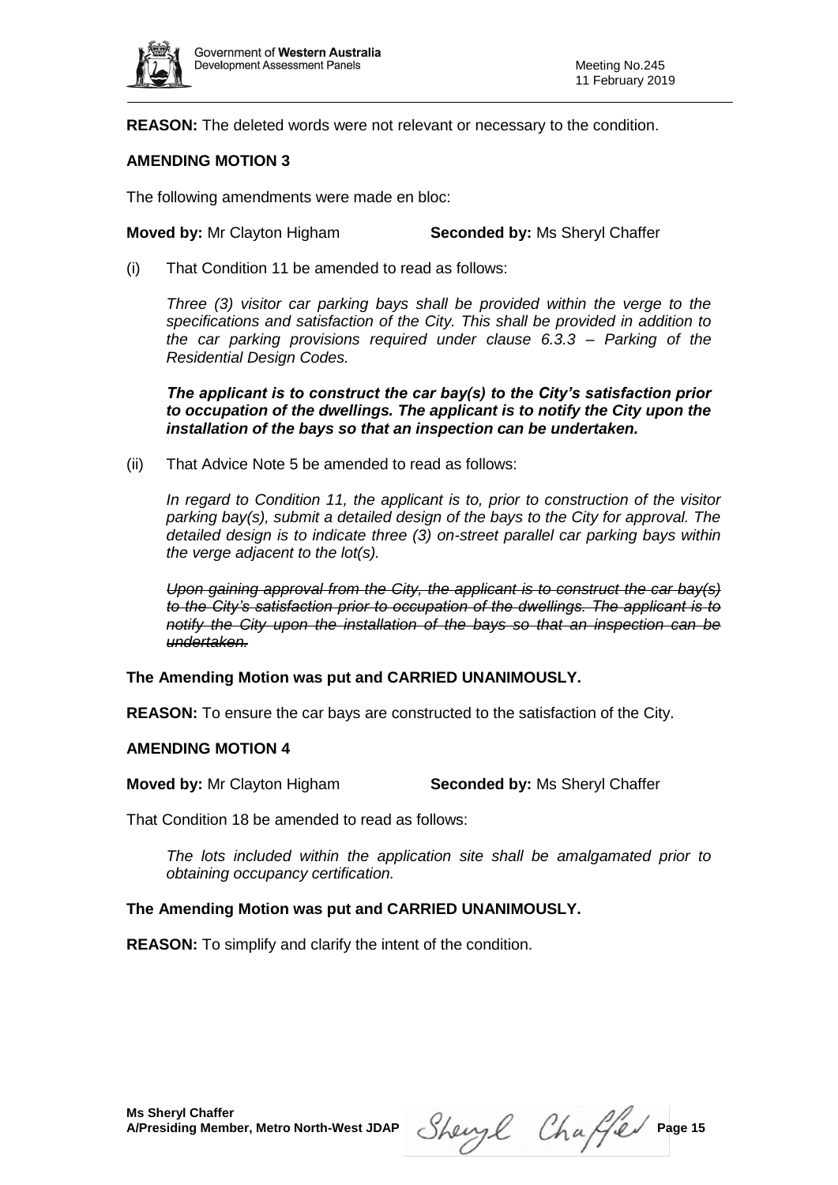**REASON:** The deleted words were not relevant or necessary to the condition.

**AMENDING MOTION 3**

The following amendments were made en bloc:

**Moved by:** Mr Clayton Higham **Seconded by:** Ms Sheryl Chaffer

(i) That Condition 11 be amended to read as follows:

*Three (3) visitor car parking bays shall be provided within the verge to the specifications and satisfaction of the City. This shall be provided in addition to the car parking provisions required under clause 6.3.3 – Parking of the Residential Design Codes.*

***The applicant is to construct the car bay(s) to the City's satisfaction prior to occupation of the dwellings. The applicant is to notify the City upon the installation of the bays so that an inspection can be undertaken.***

(ii) That Advice Note 5 be amended to read as follows:

*In regard to Condition 11, the applicant is to, prior to construction of the visitor parking bay(s), submit a detailed design of the bays to the City for approval. The detailed design is to indicate three (3) on-street parallel car parking bays within the verge adjacent to the lot(s).*

~~*Upon gaining approval from the City, the applicant is to construct the car bay(s) to the City's satisfaction prior to occupation of the dwellings. The applicant is to notify the City upon the installation of the bays so that an inspection can be undertaken.*~~

**The Amending Motion was put and CARRIED UNANIMOUSLY.**

**REASON:** To ensure the car bays are constructed to the satisfaction of the City.

**AMENDING MOTION 4**

**Moved by:** Mr Clayton Higham **Seconded by:** Ms Sheryl Chaffer

That Condition 18 be amended to read as follows:

*The lots included within the application site shall be amalgamated prior to obtaining occupancy certification.*

**The Amending Motion was put and CARRIED UNANIMOUSLY.**

**REASON:** To simplify and clarify the intent of the condition.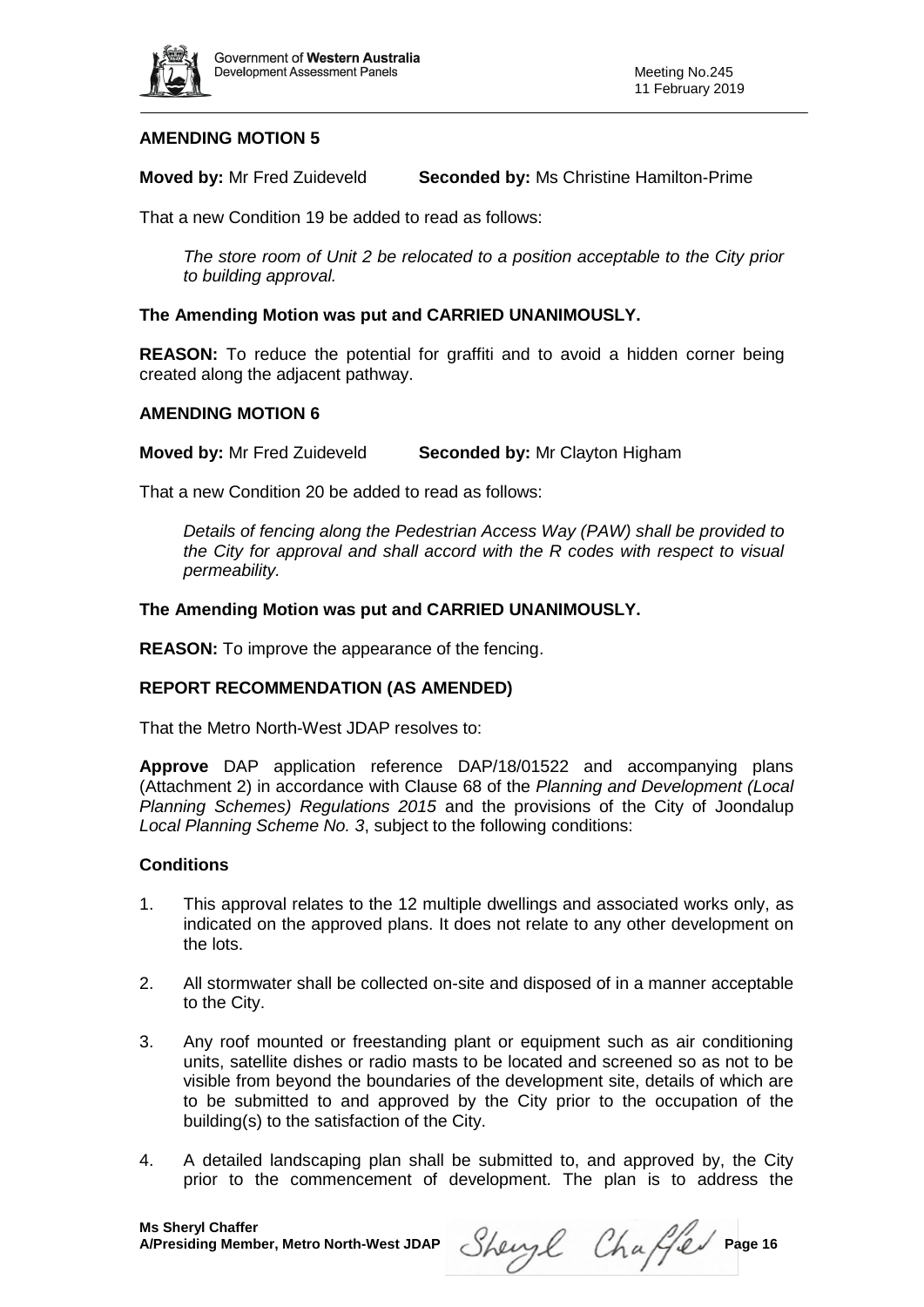### AMENDING MOTION 5

**Moved by:** Mr Fred Zuideveld **Seconded by:** Ms Christine Hamilton-Prime

That a new Condition 19 be added to read as follows:

*The store room of Unit 2 be relocated to a position acceptable to the City prior to building approval.*

**The Amending Motion was put and CARRIED UNANIMOUSLY.**

**REASON:** To reduce the potential for graffiti and to avoid a hidden corner being created along the adjacent pathway.

### AMENDING MOTION 6

**Moved by:** Mr Fred Zuideveld **Seconded by:** Mr Clayton Higham

That a new Condition 20 be added to read as follows:

*Details of fencing along the Pedestrian Access Way (PAW) shall be provided to the City for approval and shall accord with the R codes with respect to visual permeability.*

**The Amending Motion was put and CARRIED UNANIMOUSLY.**

**REASON:** To improve the appearance of the fencing.

### REPORT RECOMMENDATION (AS AMENDED)

That the Metro North-West JDAP resolves to:

**Approve** DAP application reference DAP/18/01522 and accompanying plans (Attachment 2) in accordance with Clause 68 of the *Planning and Development (Local Planning Schemes) Regulations 2015* and the provisions of the City of Joondalup *Local Planning Scheme No. 3*, subject to the following conditions:

#### Conditions

1. This approval relates to the 12 multiple dwellings and associated works only, as indicated on the approved plans. It does not relate to any other development on the lots.

2. All stormwater shall be collected on-site and disposed of in a manner acceptable to the City.

3. Any roof mounted or freestanding plant or equipment such as air conditioning units, satellite dishes or radio masts to be located and screened so as not to be visible from beyond the boundaries of the development site, details of which are to be submitted to and approved by the City prior to the occupation of the building(s) to the satisfaction of the City.

4. A detailed landscaping plan shall be submitted to, and approved by, the City prior to the commencement of development. The plan is to address the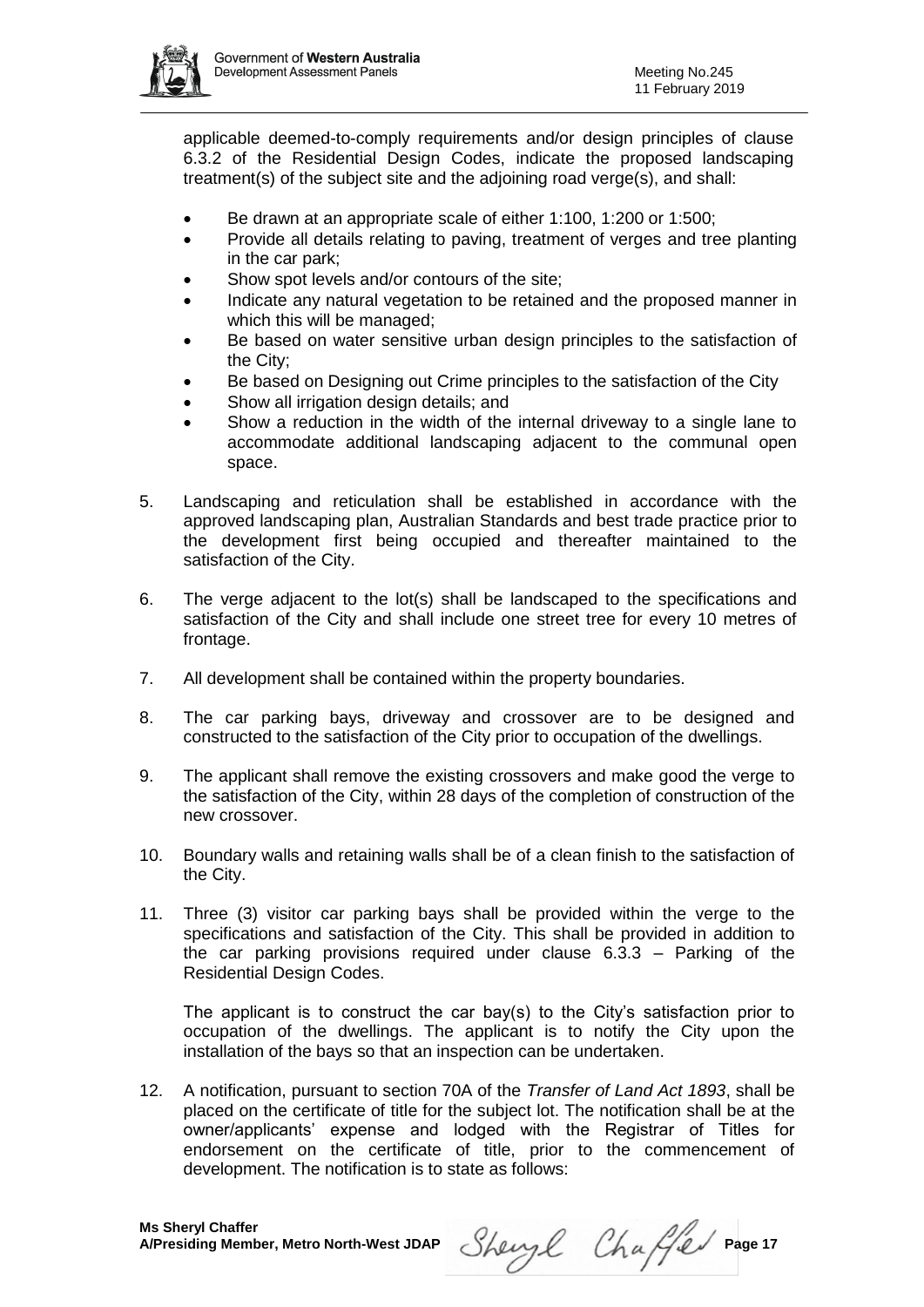applicable deemed-to-comply requirements and/or design principles of clause 6.3.2 of the Residential Design Codes, indicate the proposed landscaping treatment(s) of the subject site and the adjoining road verge(s), and shall:

- Be drawn at an appropriate scale of either 1:100, 1:200 or 1:500;
- Provide all details relating to paving, treatment of verges and tree planting in the car park;
- Show spot levels and/or contours of the site;
- Indicate any natural vegetation to be retained and the proposed manner in which this will be managed;
- Be based on water sensitive urban design principles to the satisfaction of the City;
- Be based on Designing out Crime principles to the satisfaction of the City
- Show all irrigation design details; and
- Show a reduction in the width of the internal driveway to a single lane to accommodate additional landscaping adjacent to the communal open space.

5. Landscaping and reticulation shall be established in accordance with the approved landscaping plan, Australian Standards and best trade practice prior to the development first being occupied and thereafter maintained to the satisfaction of the City.

6. The verge adjacent to the lot(s) shall be landscaped to the specifications and satisfaction of the City and shall include one street tree for every 10 metres of frontage.

7. All development shall be contained within the property boundaries.

8. The car parking bays, driveway and crossover are to be designed and constructed to the satisfaction of the City prior to occupation of the dwellings.

9. The applicant shall remove the existing crossovers and make good the verge to the satisfaction of the City, within 28 days of the completion of construction of the new crossover.

10. Boundary walls and retaining walls shall be of a clean finish to the satisfaction of the City.

11. Three (3) visitor car parking bays shall be provided within the verge to the specifications and satisfaction of the City. This shall be provided in addition to the car parking provisions required under clause 6.3.3 – Parking of the Residential Design Codes.

    The applicant is to construct the car bay(s) to the City's satisfaction prior to occupation of the dwellings. The applicant is to notify the City upon the installation of the bays so that an inspection can be undertaken.

12. A notification, pursuant to section 70A of the *Transfer of Land Act 1893*, shall be placed on the certificate of title for the subject lot. The notification shall be at the owner/applicants' expense and lodged with the Registrar of Titles for endorsement on the certificate of title, prior to the commencement of development. The notification is to state as follows: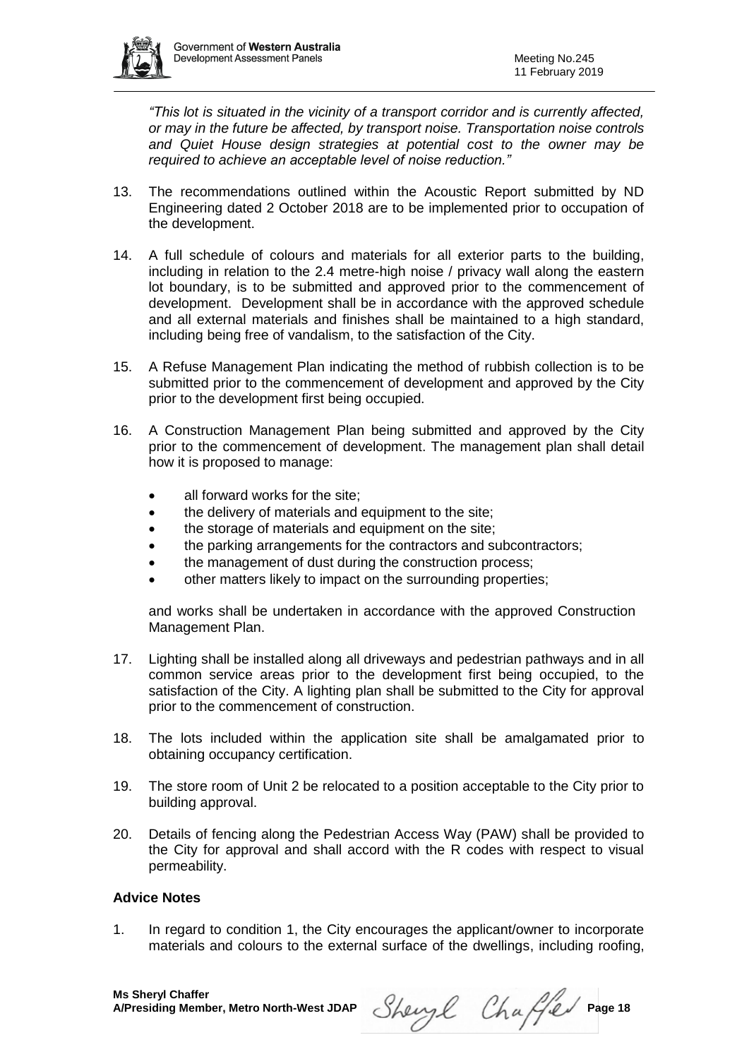*"This lot is situated in the vicinity of a transport corridor and is currently affected, or may in the future be affected, by transport noise. Transportation noise controls and Quiet House design strategies at potential cost to the owner may be required to achieve an acceptable level of noise reduction."*

13. The recommendations outlined within the Acoustic Report submitted by ND Engineering dated 2 October 2018 are to be implemented prior to occupation of the development.

14. A full schedule of colours and materials for all exterior parts to the building, including in relation to the 2.4 metre-high noise / privacy wall along the eastern lot boundary, is to be submitted and approved prior to the commencement of development. Development shall be in accordance with the approved schedule and all external materials and finishes shall be maintained to a high standard, including being free of vandalism, to the satisfaction of the City.

15. A Refuse Management Plan indicating the method of rubbish collection is to be submitted prior to the commencement of development and approved by the City prior to the development first being occupied.

16. A Construction Management Plan being submitted and approved by the City prior to the commencement of development. The management plan shall detail how it is proposed to manage:

    - all forward works for the site;
    - the delivery of materials and equipment to the site;
    - the storage of materials and equipment on the site;
    - the parking arrangements for the contractors and subcontractors;
    - the management of dust during the construction process;
    - other matters likely to impact on the surrounding properties;

    and works shall be undertaken in accordance with the approved Construction Management Plan.

17. Lighting shall be installed along all driveways and pedestrian pathways and in all common service areas prior to the development first being occupied, to the satisfaction of the City. A lighting plan shall be submitted to the City for approval prior to the commencement of construction.

18. The lots included within the application site shall be amalgamated prior to obtaining occupancy certification.

19. The store room of Unit 2 be relocated to a position acceptable to the City prior to building approval.

20. Details of fencing along the Pedestrian Access Way (PAW) shall be provided to the City for approval and shall accord with the R codes with respect to visual permeability.

**Advice Notes**

1. In regard to condition 1, the City encourages the applicant/owner to incorporate materials and colours to the external surface of the dwellings, including roofing,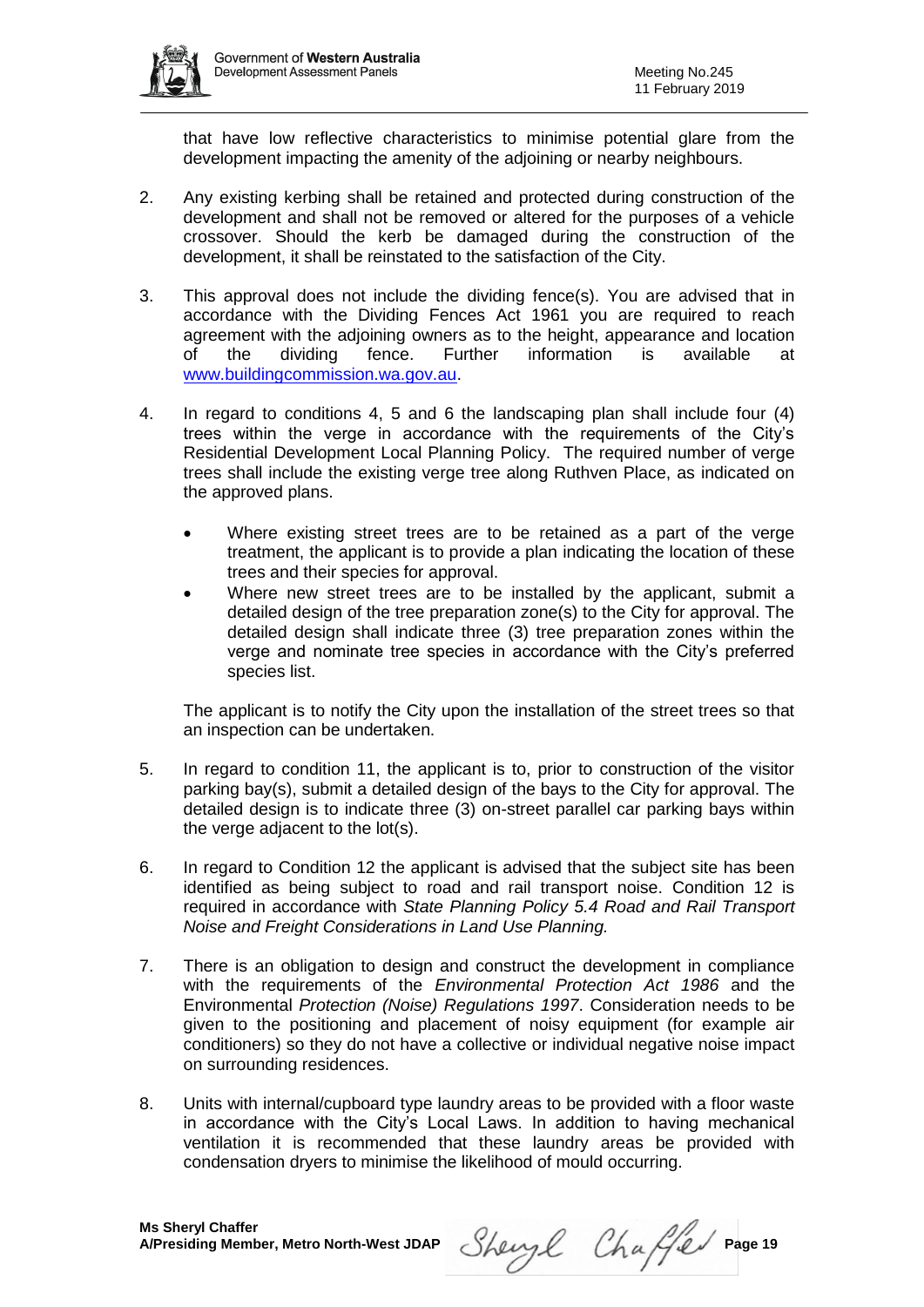that have low reflective characteristics to minimise potential glare from the development impacting the amenity of the adjoining or nearby neighbours.

2. Any existing kerbing shall be retained and protected during construction of the development and shall not be removed or altered for the purposes of a vehicle crossover. Should the kerb be damaged during the construction of the development, it shall be reinstated to the satisfaction of the City.

3. This approval does not include the dividing fence(s). You are advised that in accordance with the Dividing Fences Act 1961 you are required to reach agreement with the adjoining owners as to the height, appearance and location of the dividing fence. Further information is available at www.buildingcommission.wa.gov.au.

4. In regard to conditions 4, 5 and 6 the landscaping plan shall include four (4) trees within the verge in accordance with the requirements of the City's Residential Development Local Planning Policy. The required number of verge trees shall include the existing verge tree along Ruthven Place, as indicated on the approved plans.

   - Where existing street trees are to be retained as a part of the verge treatment, the applicant is to provide a plan indicating the location of these trees and their species for approval.
   - Where new street trees are to be installed by the applicant, submit a detailed design of the tree preparation zone(s) to the City for approval. The detailed design shall indicate three (3) tree preparation zones within the verge and nominate tree species in accordance with the City's preferred species list.

   The applicant is to notify the City upon the installation of the street trees so that an inspection can be undertaken.

5. In regard to condition 11, the applicant is to, prior to construction of the visitor parking bay(s), submit a detailed design of the bays to the City for approval. The detailed design is to indicate three (3) on-street parallel car parking bays within the verge adjacent to the lot(s).

6. In regard to Condition 12 the applicant is advised that the subject site has been identified as being subject to road and rail transport noise. Condition 12 is required in accordance with *State Planning Policy 5.4 Road and Rail Transport Noise and Freight Considerations in Land Use Planning.*

7. There is an obligation to design and construct the development in compliance with the requirements of the *Environmental Protection Act 1986* and the Environmental *Protection (Noise) Regulations 1997*. Consideration needs to be given to the positioning and placement of noisy equipment (for example air conditioners) so they do not have a collective or individual negative noise impact on surrounding residences.

8. Units with internal/cupboard type laundry areas to be provided with a floor waste in accordance with the City's Local Laws. In addition to having mechanical ventilation it is recommended that these laundry areas be provided with condensation dryers to minimise the likelihood of mould occurring.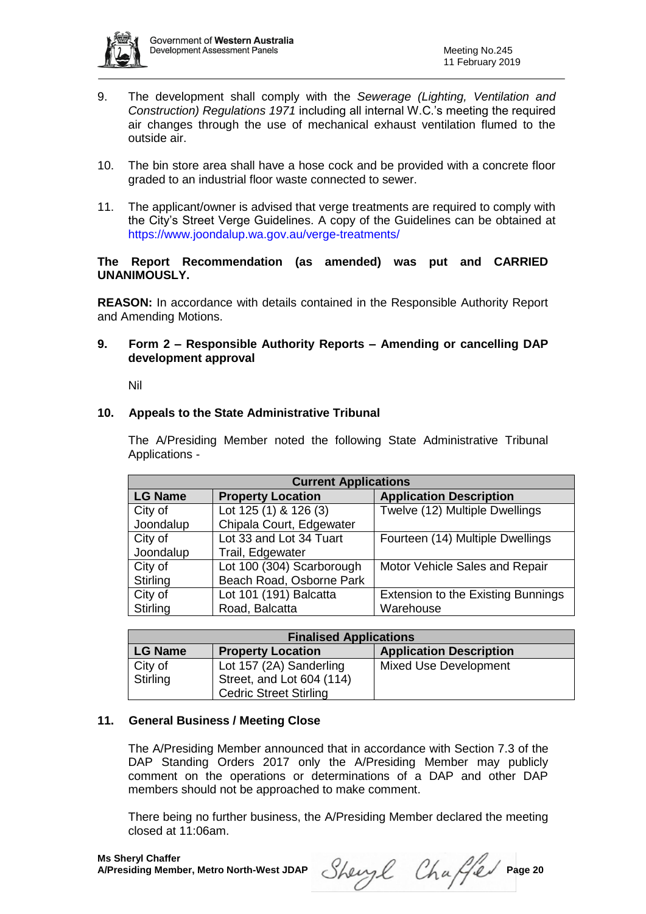9. The development shall comply with the *Sewerage (Lighting, Ventilation and Construction) Regulations 1971* including all internal W.C.'s meeting the required air changes through the use of mechanical exhaust ventilation flumed to the outside air.

10. The bin store area shall have a hose cock and be provided with a concrete floor graded to an industrial floor waste connected to sewer.

11. The applicant/owner is advised that verge treatments are required to comply with the City's Street Verge Guidelines. A copy of the Guidelines can be obtained at https://www.joondalup.wa.gov.au/verge-treatments/

**The Report Recommendation (as amended) was put and CARRIED UNANIMOUSLY.**

**REASON:** In accordance with details contained in the Responsible Authority Report and Amending Motions.

## 9. Form 2 – Responsible Authority Reports – Amending or cancelling DAP development approval

Nil

## 10. Appeals to the State Administrative Tribunal

The A/Presiding Member noted the following State Administrative Tribunal Applications -

| **Current Applications** | | |
|---|---|---|
| **LG Name** | **Property Location** | **Application Description** |
| City of Joondalup | Lot 125 (1) & 126 (3) Chipala Court, Edgewater | Twelve (12) Multiple Dwellings |
| City of Joondalup | Lot 33 and Lot 34 Tuart Trail, Edgewater | Fourteen (14) Multiple Dwellings |
| City of Stirling | Lot 100 (304) Scarborough Beach Road, Osborne Park | Motor Vehicle Sales and Repair |
| City of Stirling | Lot 101 (191) Balcatta Road, Balcatta | Extension to the Existing Bunnings Warehouse |

| **Finalised Applications** | | |
|---|---|---|
| **LG Name** | **Property Location** | **Application Description** |
| City of Stirling | Lot 157 (2A) Sanderling Street, and Lot 604 (114) Cedric Street Stirling | Mixed Use Development |

## 11. General Business / Meeting Close

The A/Presiding Member announced that in accordance with Section 7.3 of the DAP Standing Orders 2017 only the A/Presiding Member may publicly comment on the operations or determinations of a DAP and other DAP members should not be approached to make comment.

There being no further business, the A/Presiding Member declared the meeting closed at 11:06am.

**Ms Sheryl Chaffer**
**A/Presiding Member, Metro North-West JDAP**